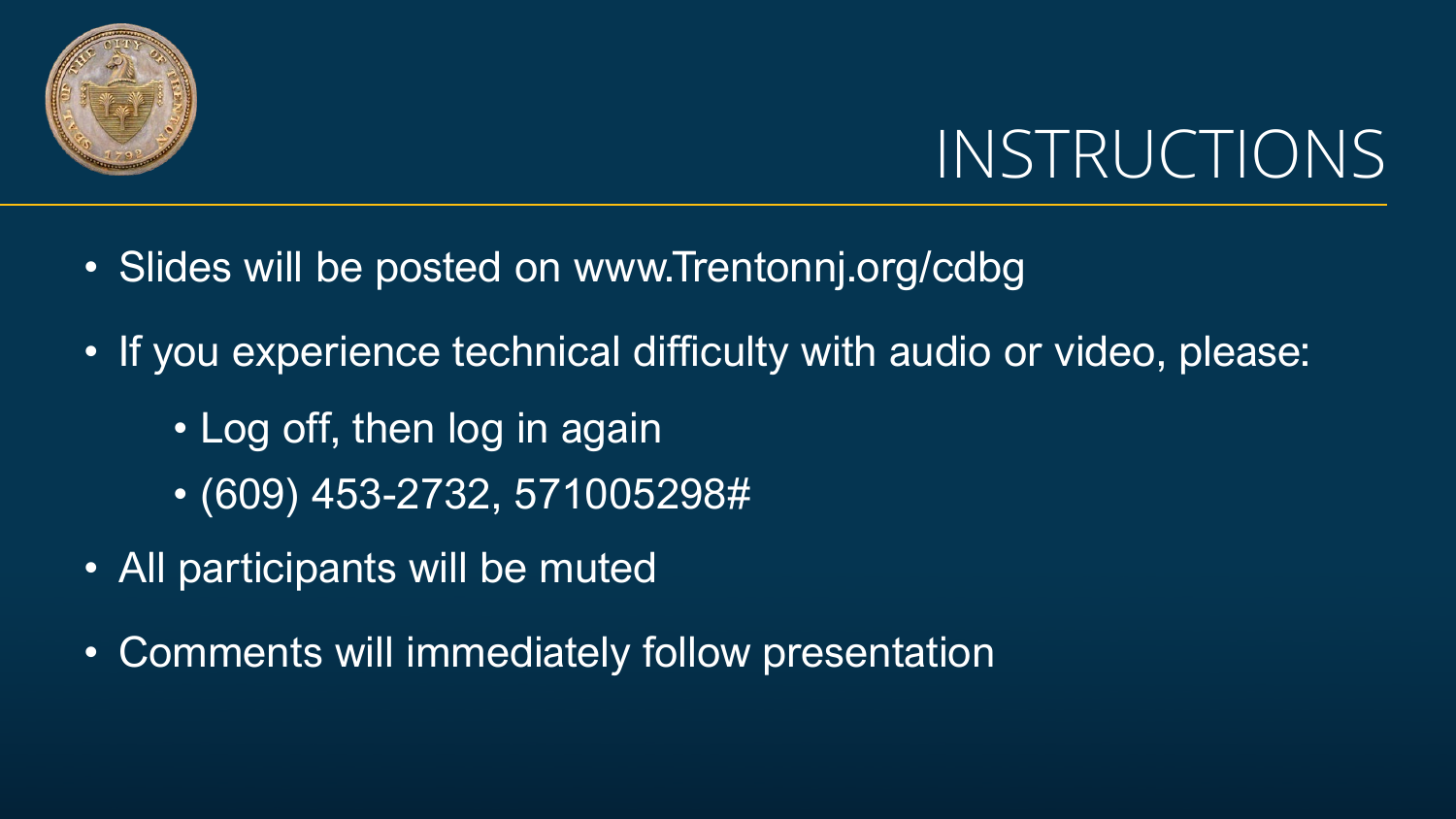# INSTRUCTIONS

- Slides will be posted on www.Trentonnj.org/cdbg
- If you experience technical difficulty with audio or video, please:
  - Log off, then log in again
  - (609) 453-2732, 571005298#
- All participants will be muted
- Comments will immediately follow presentation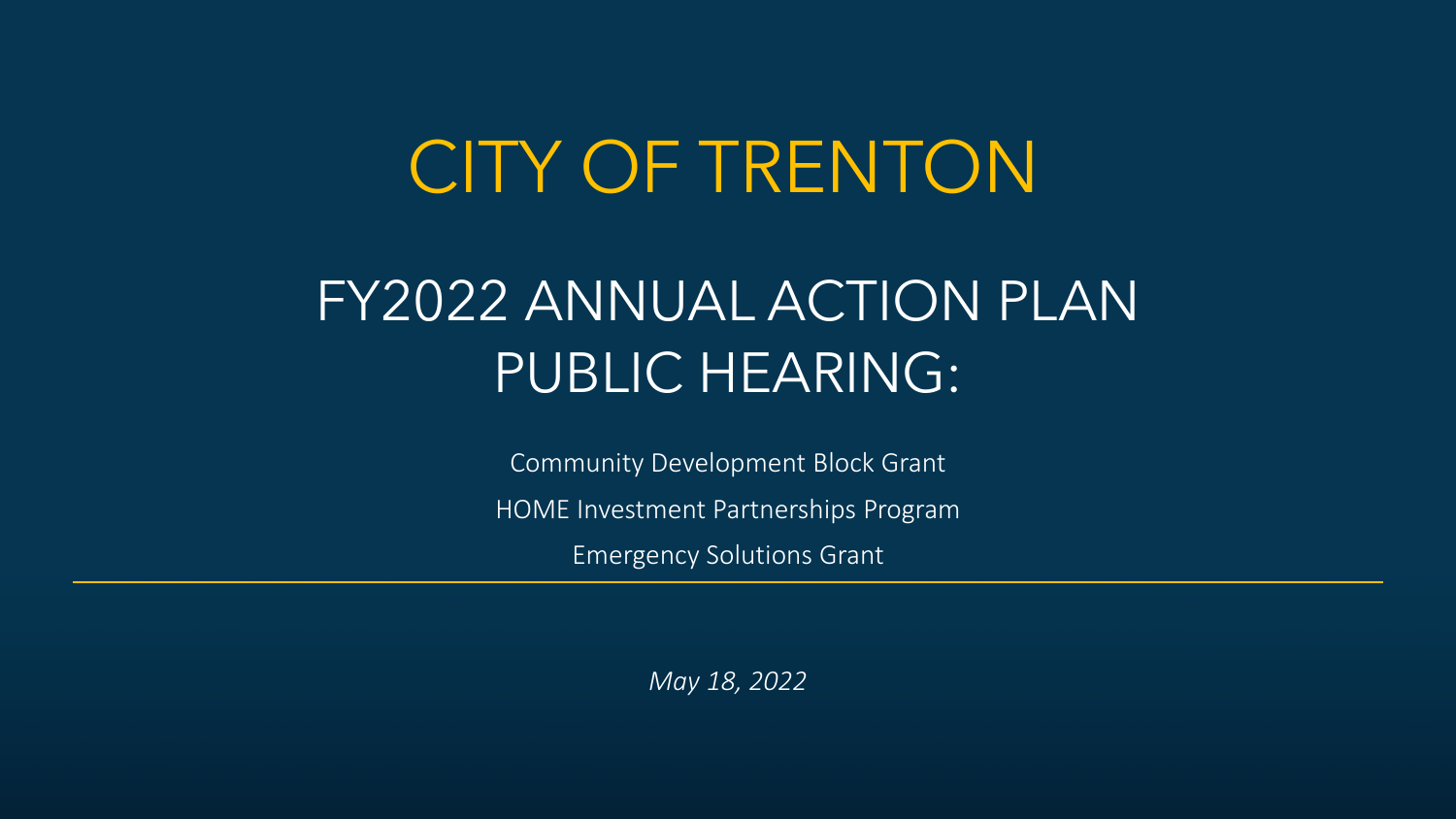# CITY OF TRENTON

## FY2022 ANNUAL ACTION PLAN PUBLIC HEARING:

Community Development Block Grant

HOME Investment Partnerships Program

Emergency Solutions Grant

*May 18, 2022*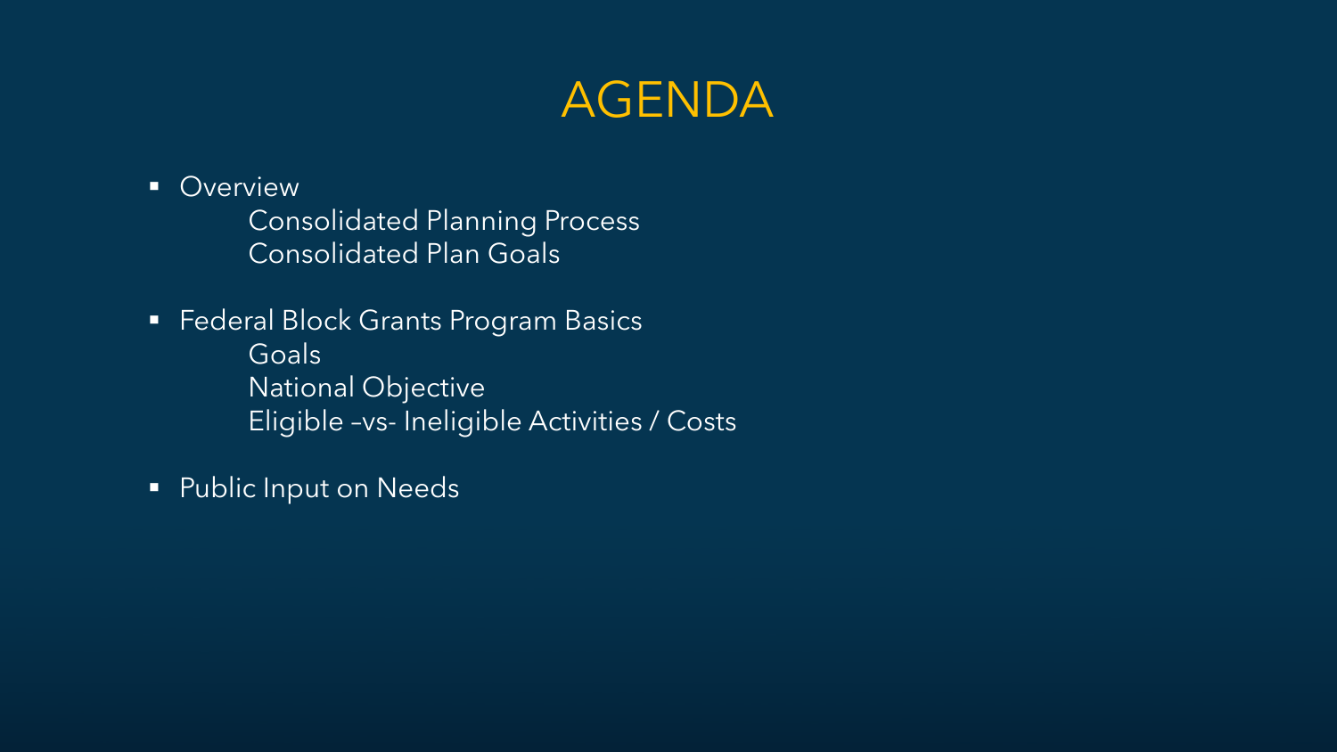# AGENDA

- Overview
  - Consolidated Planning Process
  - Consolidated Plan Goals
- Federal Block Grants Program Basics
  - Goals
  - National Objective
  - Eligible –vs- Ineligible Activities / Costs
- Public Input on Needs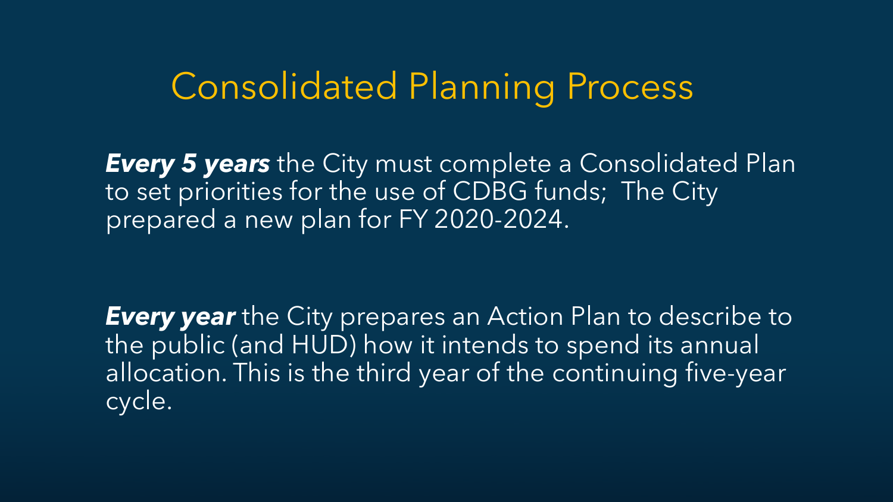# Consolidated Planning Process

***Every 5 years*** the City must complete a Consolidated Plan to set priorities for the use of CDBG funds; The City prepared a new plan for FY 2020-2024.

***Every year*** the City prepares an Action Plan to describe to the public (and HUD) how it intends to spend its annual allocation. This is the third year of the continuing five-year cycle.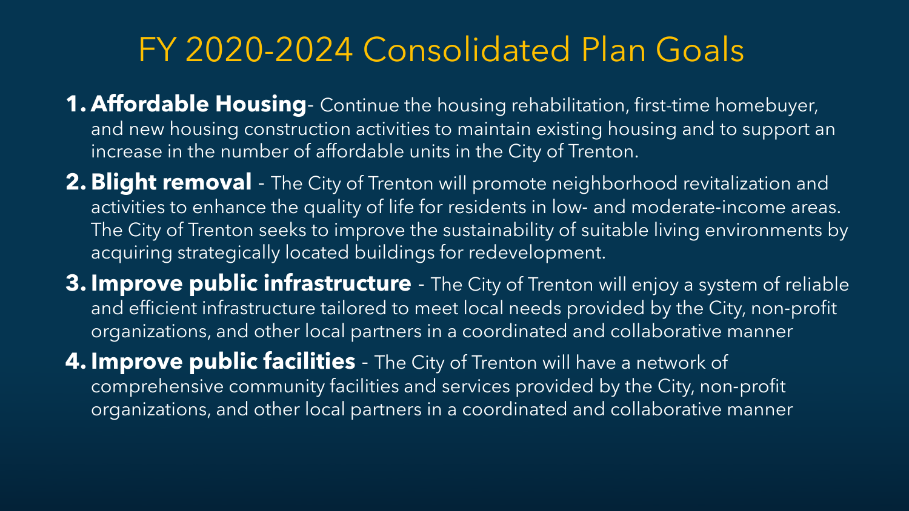# FY 2020-2024 Consolidated Plan Goals

1. **Affordable Housing**- Continue the housing rehabilitation, first-time homebuyer, and new housing construction activities to maintain existing housing and to support an increase in the number of affordable units in the City of Trenton.
2. **Blight removal** - The City of Trenton will promote neighborhood revitalization and activities to enhance the quality of life for residents in low- and moderate-income areas. The City of Trenton seeks to improve the sustainability of suitable living environments by acquiring strategically located buildings for redevelopment.
3. **Improve public infrastructure** - The City of Trenton will enjoy a system of reliable and efficient infrastructure tailored to meet local needs provided by the City, non-profit organizations, and other local partners in a coordinated and collaborative manner
4. **Improve public facilities** - The City of Trenton will have a network of comprehensive community facilities and services provided by the City, non-profit organizations, and other local partners in a coordinated and collaborative manner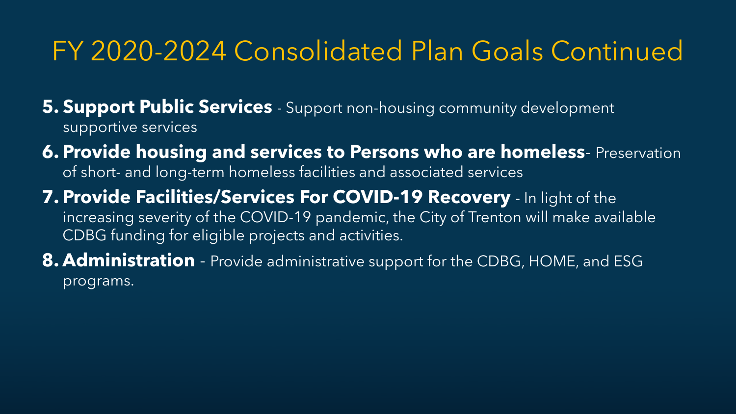# FY 2020-2024 Consolidated Plan Goals Continued

5. **Support Public Services** - Support non-housing community development supportive services
6. **Provide housing and services to Persons who are homeless**- Preservation of short- and long-term homeless facilities and associated services
7. **Provide Facilities/Services For COVID-19 Recovery** - In light of the increasing severity of the COVID-19 pandemic, the City of Trenton will make available CDBG funding for eligible projects and activities.
8. **Administration** - Provide administrative support for the CDBG, HOME, and ESG programs.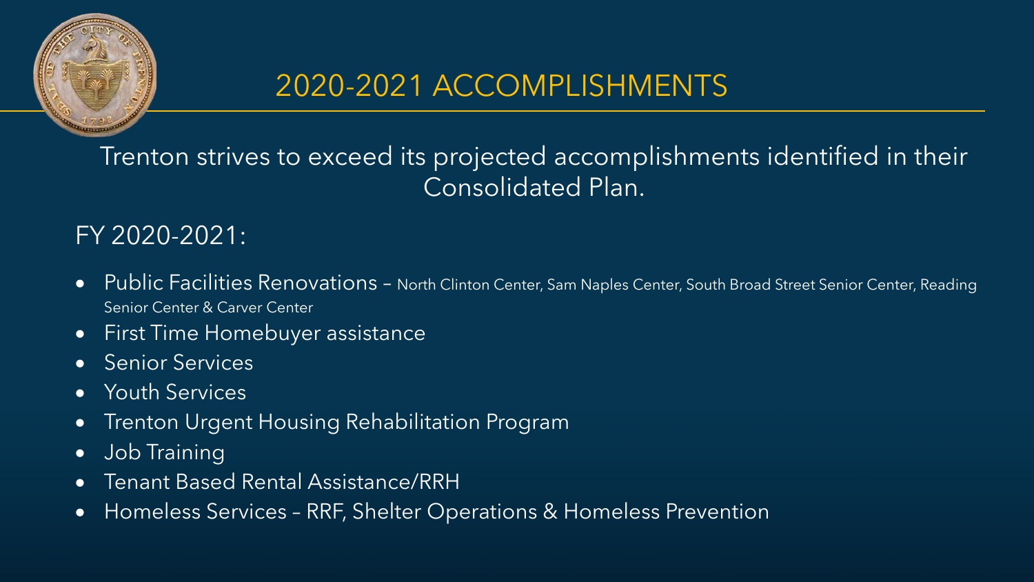# 2020-2021 ACCOMPLISHMENTS

Trenton strives to exceed its projected accomplishments identified in their Consolidated Plan.

FY 2020-2021:

- Public Facilities Renovations – North Clinton Center, Sam Naples Center, South Broad Street Senior Center, Reading Senior Center & Carver Center
- First Time Homebuyer assistance
- Senior Services
- Youth Services
- Trenton Urgent Housing Rehabilitation Program
- Job Training
- Tenant Based Rental Assistance/RRH
- Homeless Services – RRF, Shelter Operations & Homeless Prevention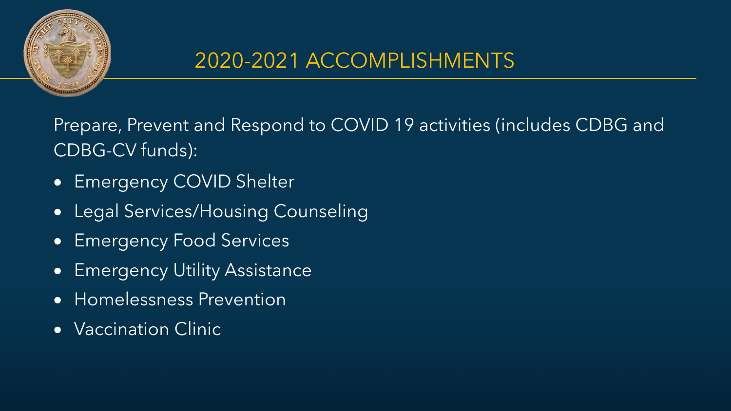## 2020-2021 ACCOMPLISHMENTS

Prepare, Prevent and Respond to COVID 19 activities (includes CDBG and CDBG-CV funds):

- Emergency COVID Shelter
- Legal Services/Housing Counseling
- Emergency Food Services
- Emergency Utility Assistance
- Homelessness Prevention
- Vaccination Clinic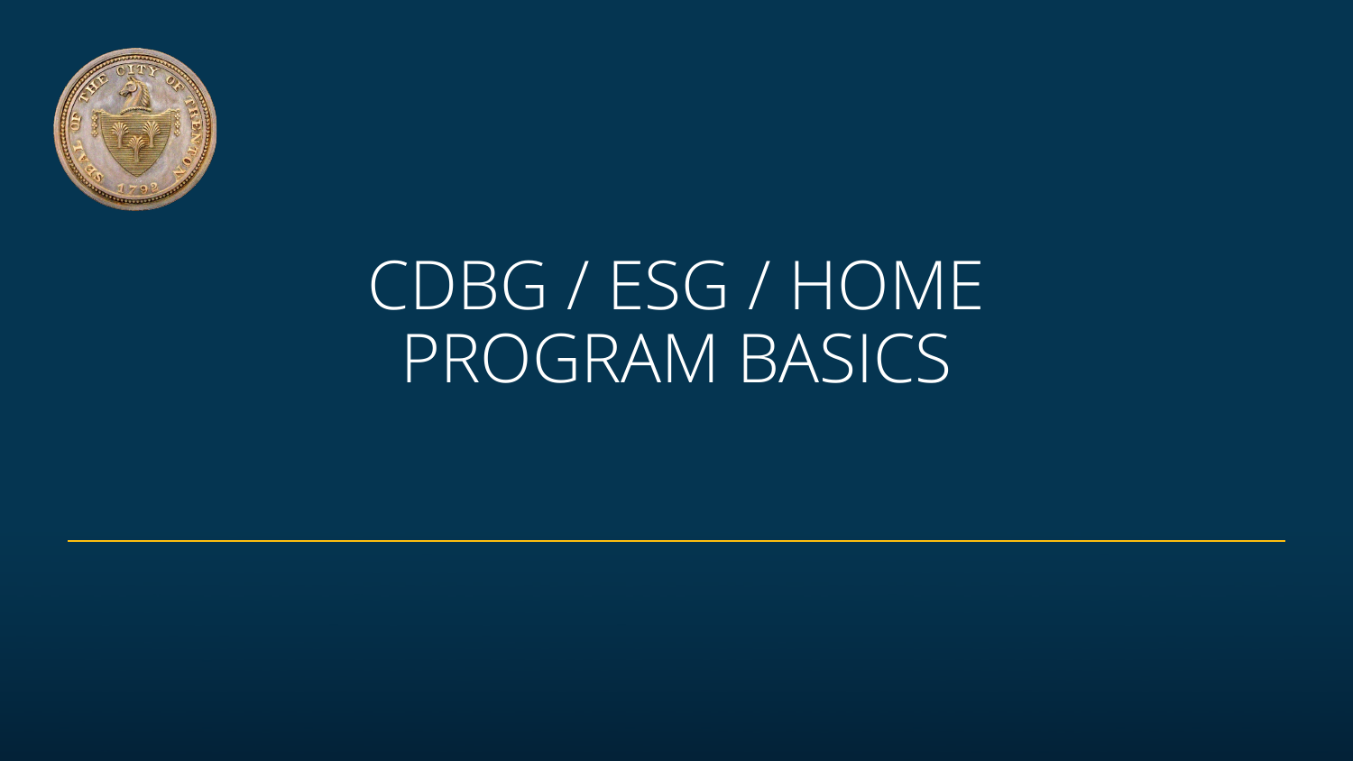# CDBG / ESG / HOME PROGRAM BASICS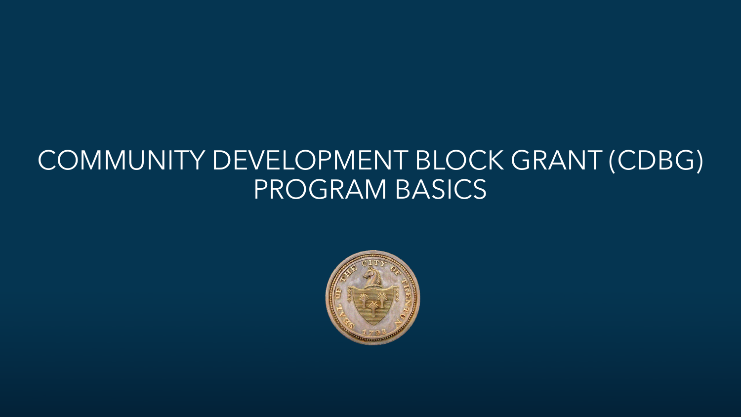# COMMUNITY DEVELOPMENT BLOCK GRANT (CDBG) PROGRAM BASICS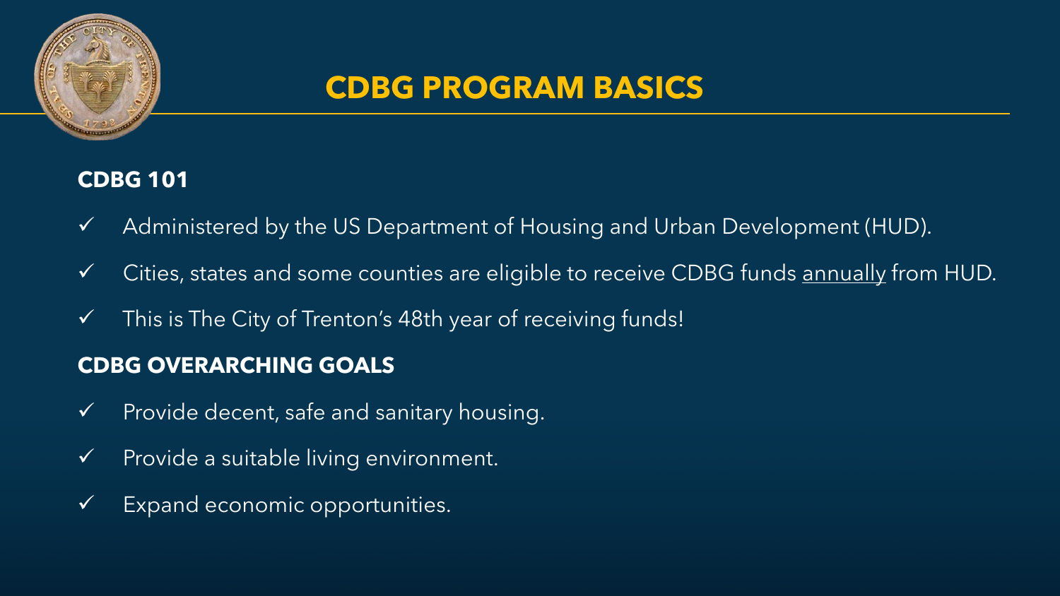# CDBG PROGRAM BASICS

**CDBG 101**

- ✓ Administered by the US Department of Housing and Urban Development (HUD).
- ✓ Cities, states and some counties are eligible to receive CDBG funds annually from HUD.
- ✓ This is The City of Trenton's 48th year of receiving funds!

**CDBG OVERARCHING GOALS**

- ✓ Provide decent, safe and sanitary housing.
- ✓ Provide a suitable living environment.
- ✓ Expand economic opportunities.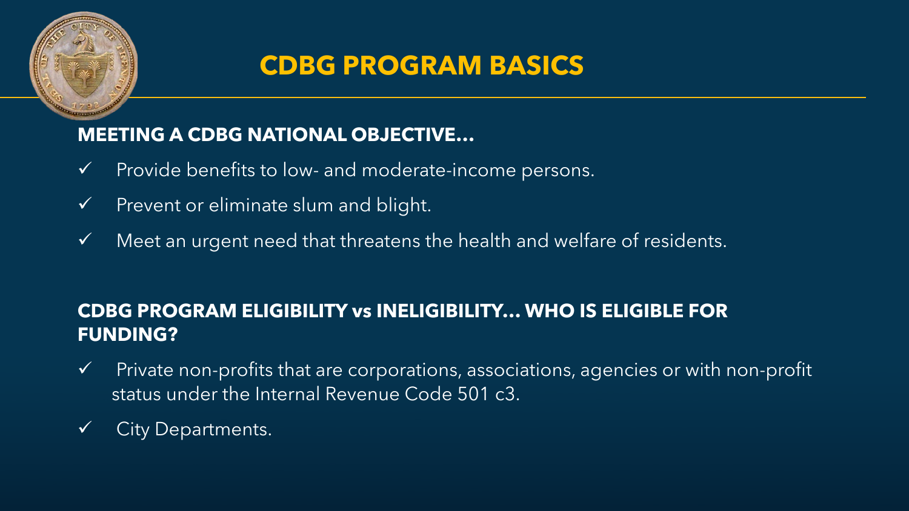# CDBG PROGRAM BASICS

**MEETING A CDBG NATIONAL OBJECTIVE…**

- ✓ Provide benefits to low- and moderate-income persons.
- ✓ Prevent or eliminate slum and blight.
- ✓ Meet an urgent need that threatens the health and welfare of residents.

**CDBG PROGRAM ELIGIBILITY vs INELIGIBILITY… WHO IS ELIGIBLE FOR FUNDING?**

- ✓ Private non-profits that are corporations, associations, agencies or with non-profit status under the Internal Revenue Code 501 c3.
- ✓ City Departments.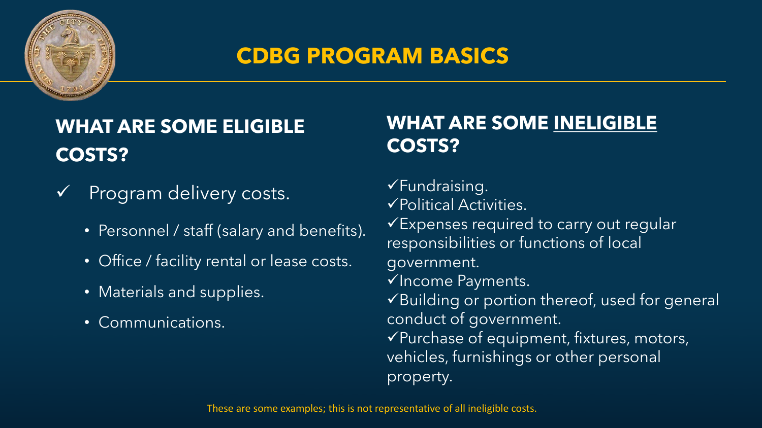# CDBG PROGRAM BASICS

## WHAT ARE SOME ELIGIBLE COSTS?

- ✓ Program delivery costs.
  - Personnel / staff (salary and benefits).
  - Office / facility rental or lease costs.
  - Materials and supplies.
  - Communications.

## WHAT ARE SOME INELIGIBLE COSTS?

- ✓Fundraising.
- ✓Political Activities.
- ✓Expenses required to carry out regular responsibilities or functions of local government.
- ✓Income Payments.
- ✓Building or portion thereof, used for general conduct of government.
- ✓Purchase of equipment, fixtures, motors, vehicles, furnishings or other personal property.

These are some examples; this is not representative of all ineligible costs.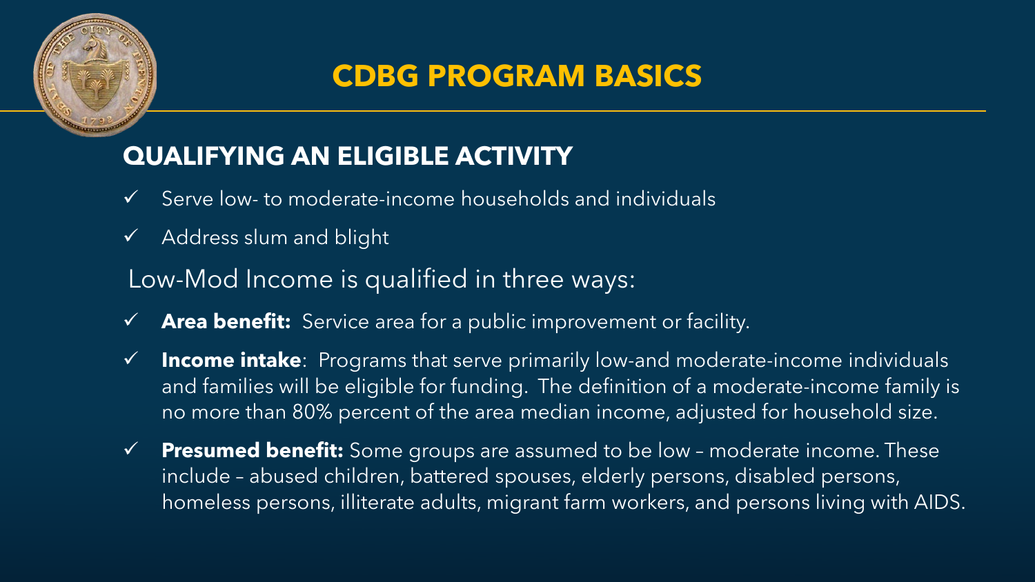# CDBG PROGRAM BASICS

## QUALIFYING AN ELIGIBLE ACTIVITY

- ✓ Serve low- to moderate-income households and individuals
- ✓ Address slum and blight

Low-Mod Income is qualified in three ways:

- ✓ **Area benefit:** Service area for a public improvement or facility.
- ✓ **Income intake**: Programs that serve primarily low-and moderate-income individuals and families will be eligible for funding. The definition of a moderate-income family is no more than 80% percent of the area median income, adjusted for household size.
- ✓ **Presumed benefit:** Some groups are assumed to be low – moderate income. These include – abused children, battered spouses, elderly persons, disabled persons, homeless persons, illiterate adults, migrant farm workers, and persons living with AIDS.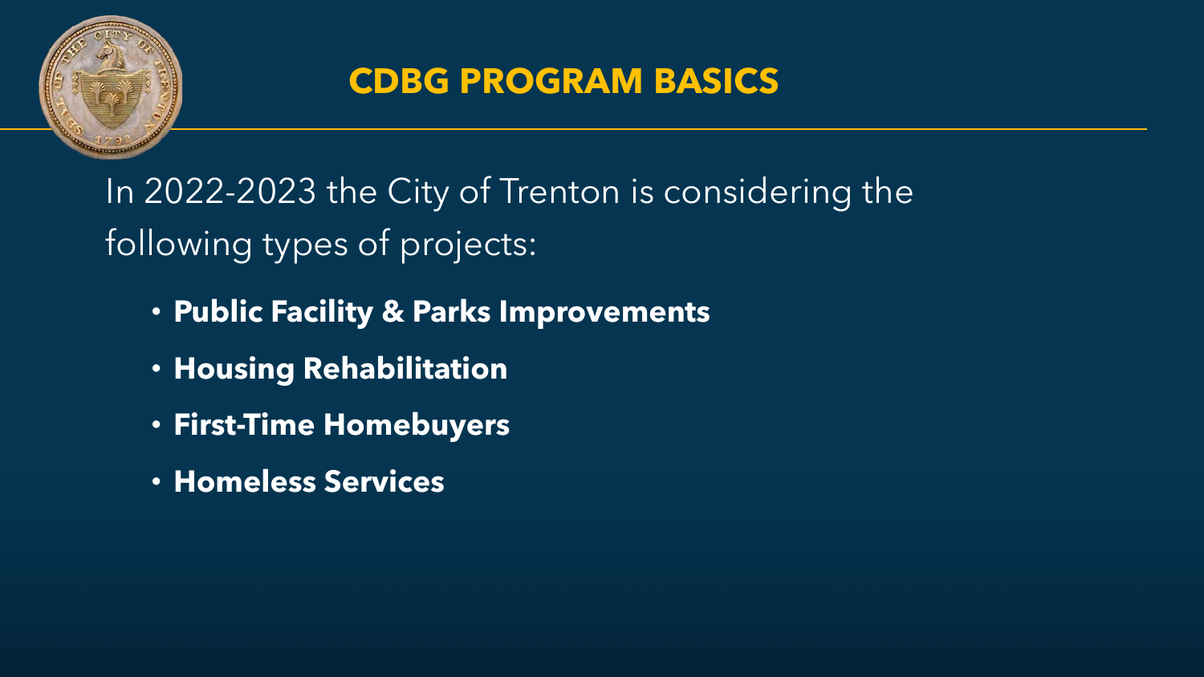# CDBG PROGRAM BASICS

In 2022-2023 the City of Trenton is considering the following types of projects:

- **Public Facility & Parks Improvements**
- **Housing Rehabilitation**
- **First-Time Homebuyers**
- **Homeless Services**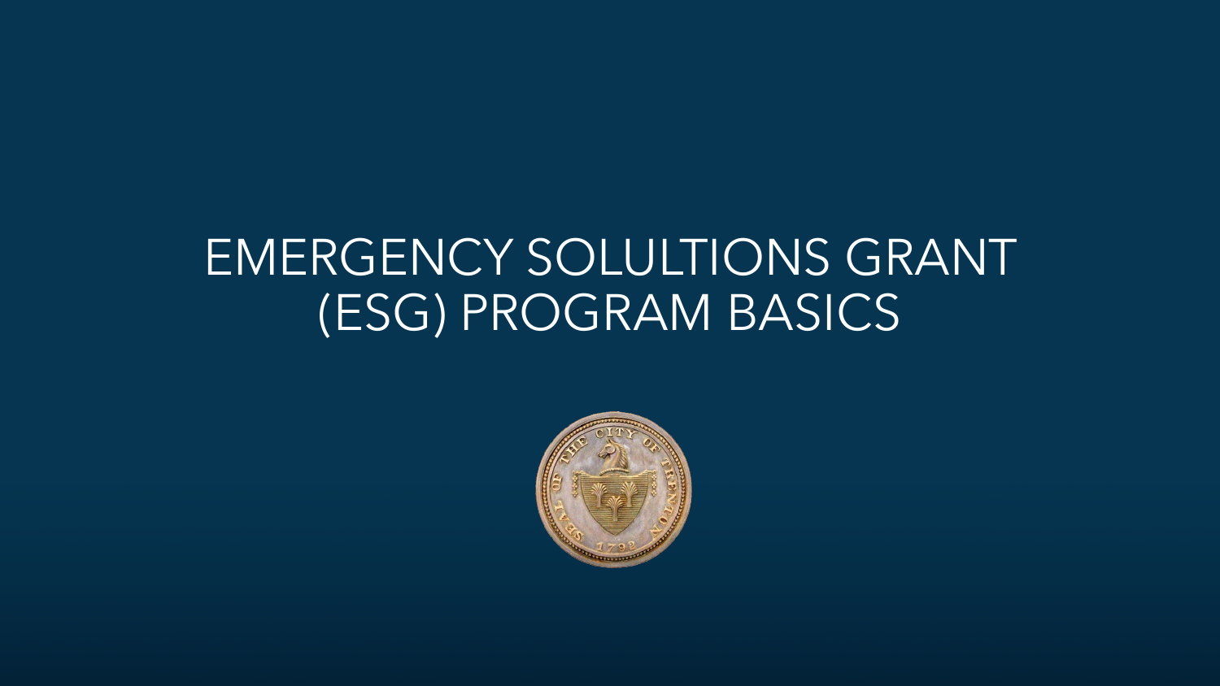# EMERGENCY SOLULTIONS GRANT (ESG) PROGRAM BASICS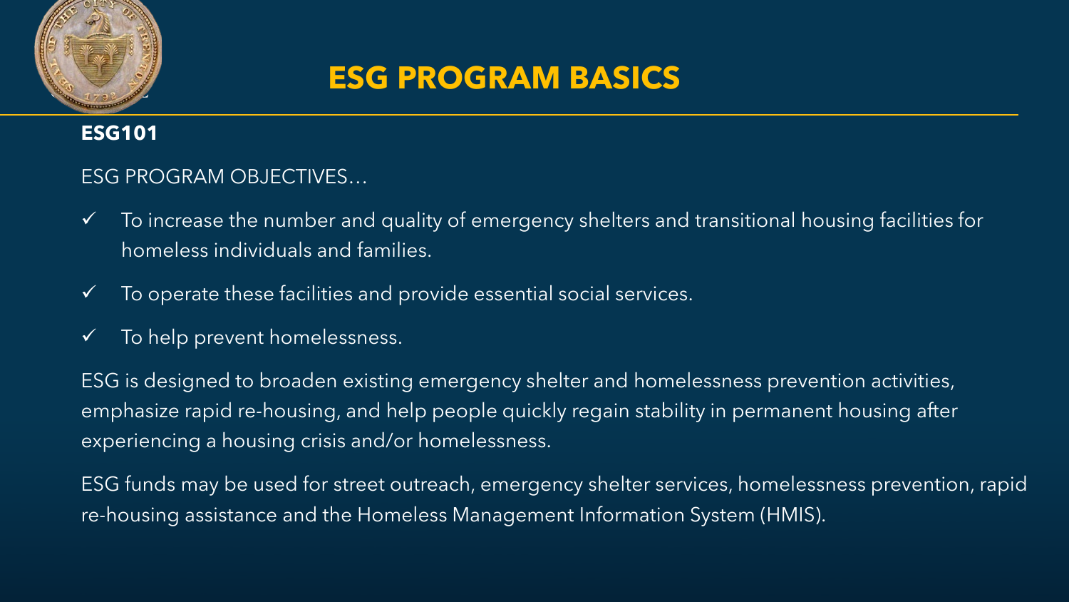# ESG PROGRAM BASICS

**ESG101**

ESG PROGRAM OBJECTIVES…

- ✓ To increase the number and quality of emergency shelters and transitional housing facilities for homeless individuals and families.
- ✓ To operate these facilities and provide essential social services.
- ✓ To help prevent homelessness.

ESG is designed to broaden existing emergency shelter and homelessness prevention activities, emphasize rapid re-housing, and help people quickly regain stability in permanent housing after experiencing a housing crisis and/or homelessness.

ESG funds may be used for street outreach, emergency shelter services, homelessness prevention, rapid re-housing assistance and the Homeless Management Information System (HMIS).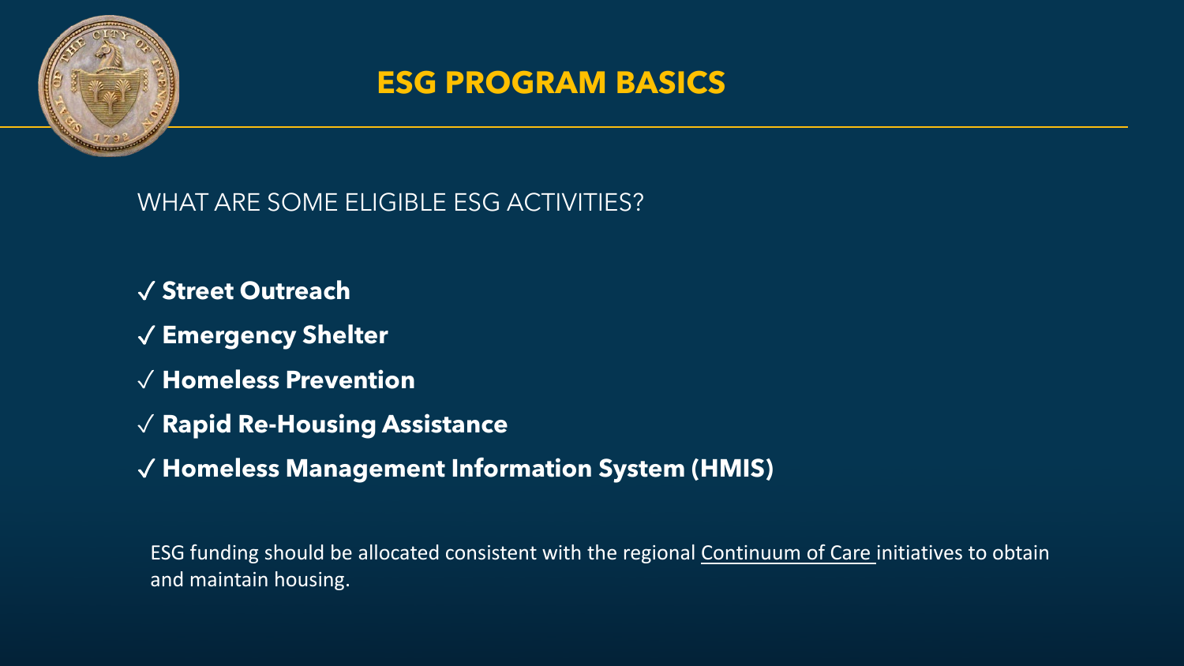# ESG PROGRAM BASICS

WHAT ARE SOME ELIGIBLE ESG ACTIVITIES?

✓ **Street Outreach**

✓ **Emergency Shelter**

✓ **Homeless Prevention**

✓ **Rapid Re-Housing Assistance**

✓ **Homeless Management Information System (HMIS)**

ESG funding should be allocated consistent with the regional Continuum of Care initiatives to obtain and maintain housing.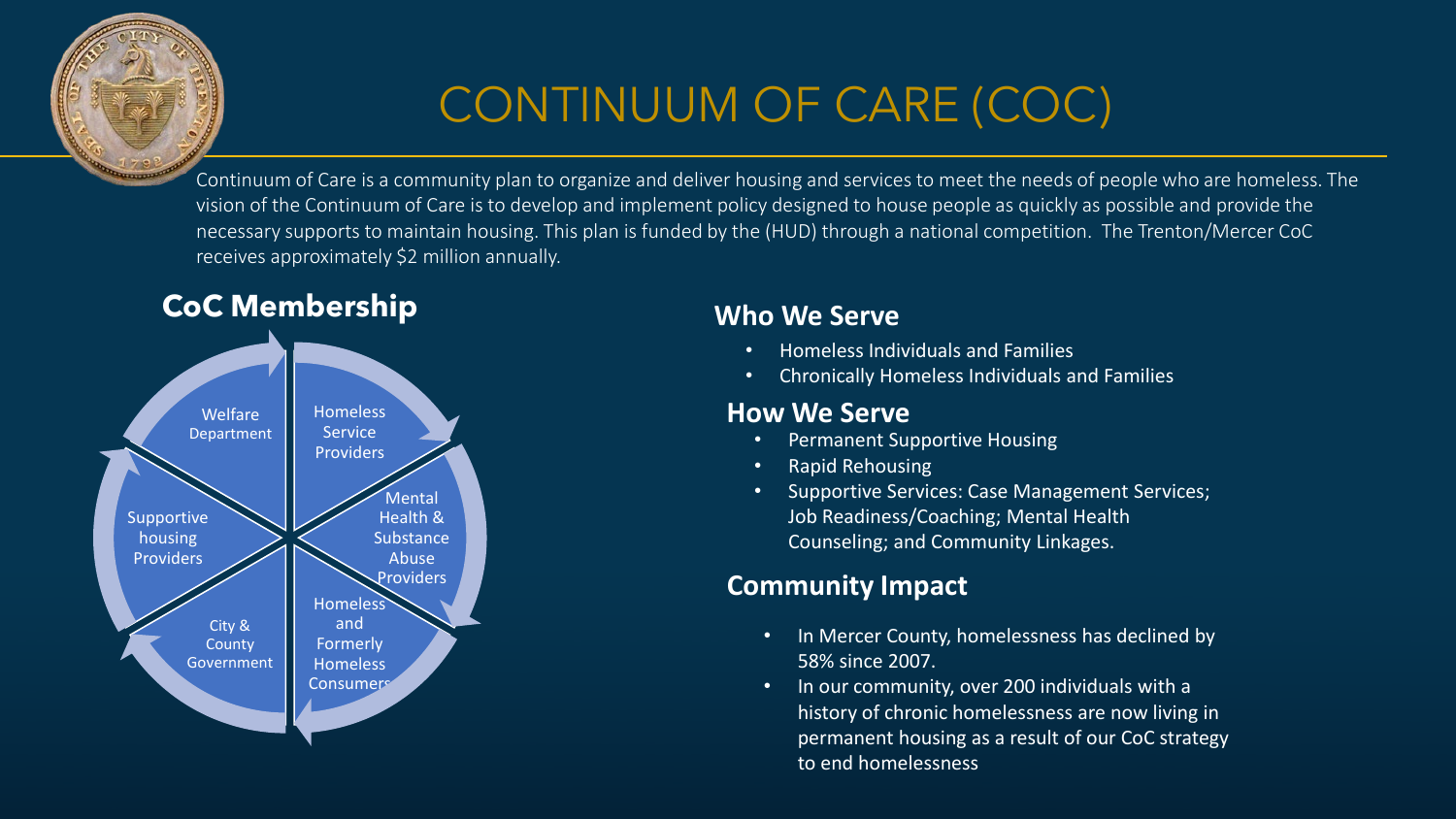# CONTINUUM OF CARE (COC)

Continuum of Care is a community plan to organize and deliver housing and services to meet the needs of people who are homeless. The vision of the Continuum of Care is to develop and implement policy designed to house people as quickly as possible and provide the necessary supports to maintain housing. This plan is funded by the (HUD) through a national competition. The Trenton/Mercer CoC receives approximately $2 million annually.

## CoC Membership

- Homeless Service Providers
- Mental Health & Substance Abuse Providers
- Homeless and Formerly Homeless Consumers
- City & County Government
- Supportive housing Providers
- Welfare Department

## Who We Serve

- Homeless Individuals and Families
- Chronically Homeless Individuals and Families

## How We Serve

- Permanent Supportive Housing
- Rapid Rehousing
- Supportive Services: Case Management Services; Job Readiness/Coaching; Mental Health Counseling; and Community Linkages.

## Community Impact

- In Mercer County, homelessness has declined by 58% since 2007.
- In our community, over 200 individuals with a history of chronic homelessness are now living in permanent housing as a result of our CoC strategy to end homelessness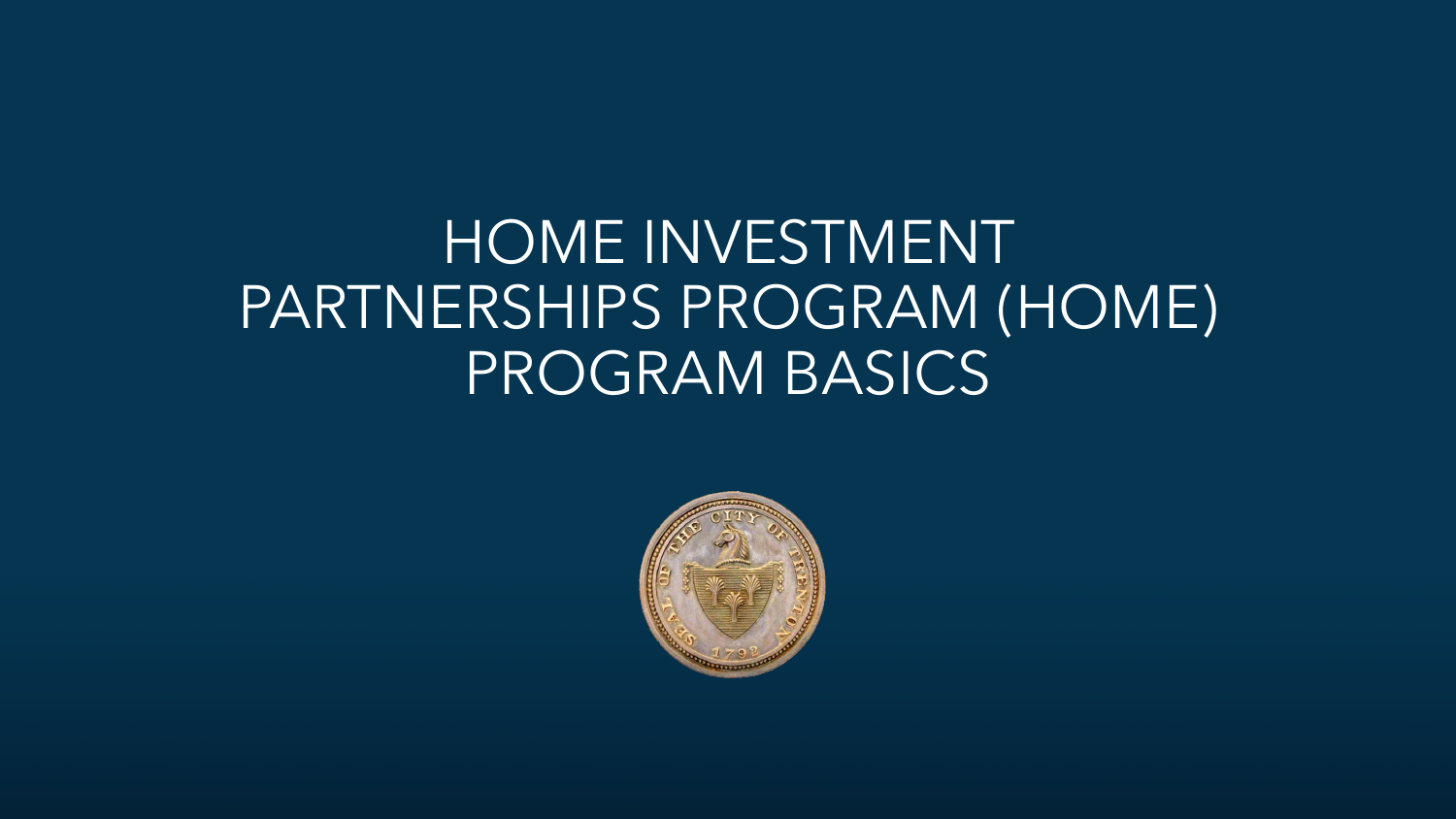# HOME INVESTMENT PARTNERSHIPS PROGRAM (HOME) PROGRAM BASICS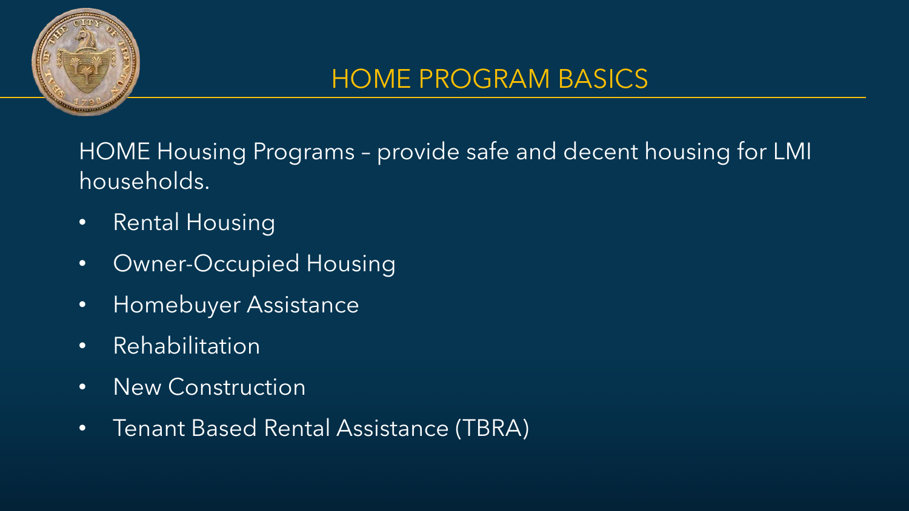## HOME PROGRAM BASICS

HOME Housing Programs – provide safe and decent housing for LMI households.

- Rental Housing
- Owner-Occupied Housing
- Homebuyer Assistance
- Rehabilitation
- New Construction
- Tenant Based Rental Assistance (TBRA)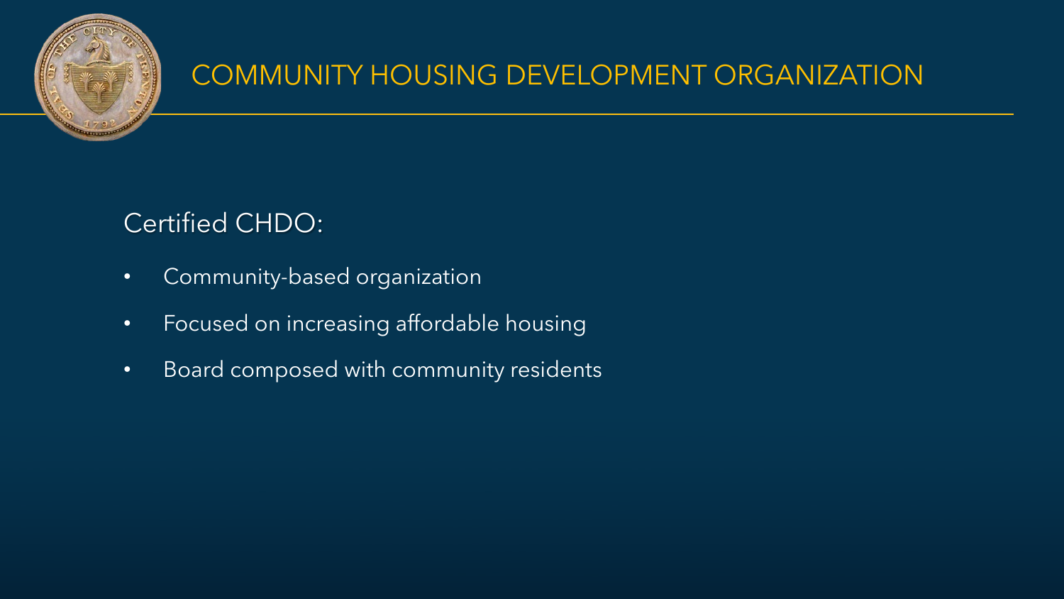# COMMUNITY HOUSING DEVELOPMENT ORGANIZATION

Certified CHDO:

- Community-based organization
- Focused on increasing affordable housing
- Board composed with community residents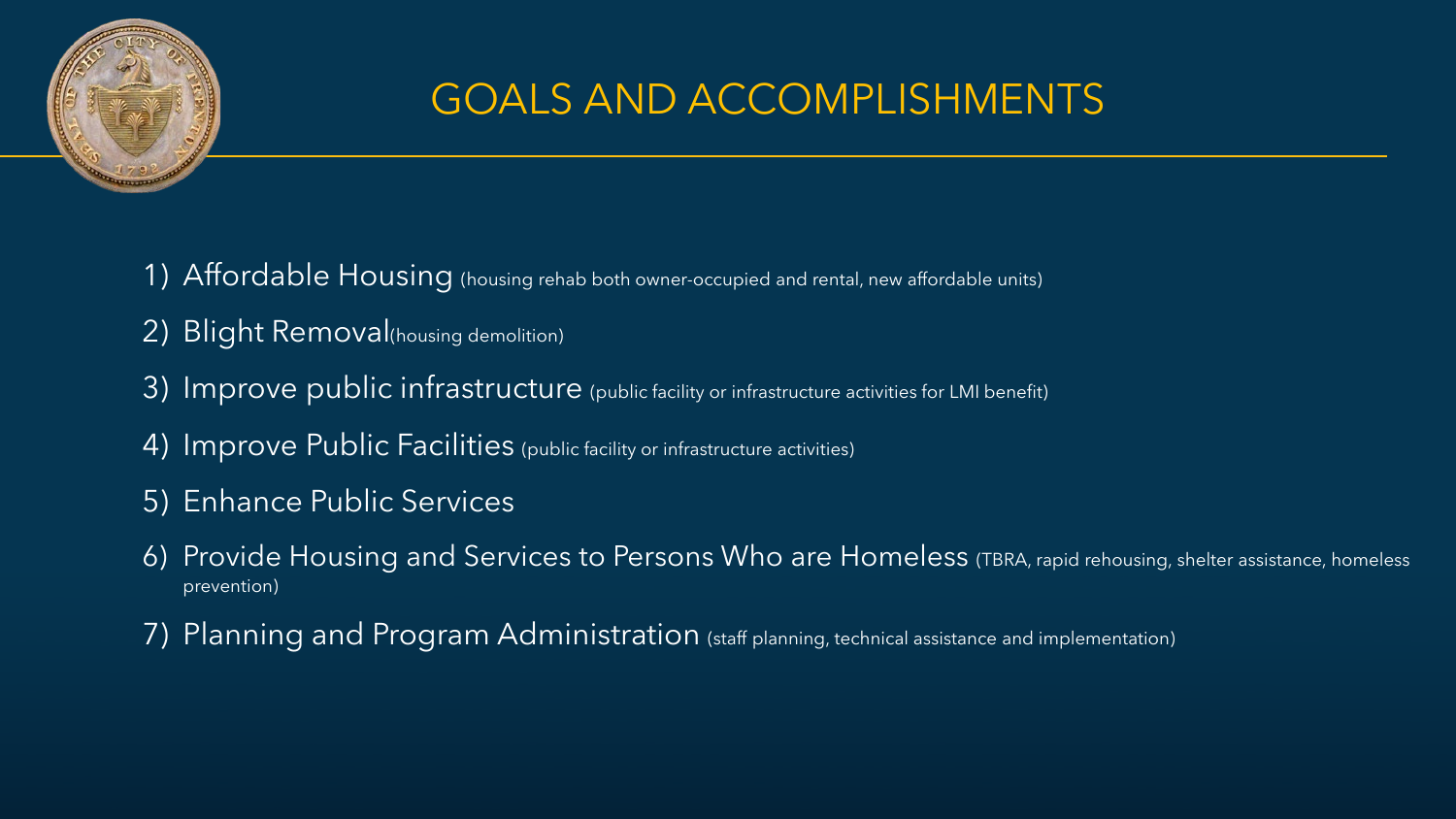# GOALS AND ACCOMPLISHMENTS

1) Affordable Housing (housing rehab both owner-occupied and rental, new affordable units)
2) Blight Removal(housing demolition)
3) Improve public infrastructure (public facility or infrastructure activities for LMI benefit)
4) Improve Public Facilities (public facility or infrastructure activities)
5) Enhance Public Services
6) Provide Housing and Services to Persons Who are Homeless (TBRA, rapid rehousing, shelter assistance, homeless prevention)
7) Planning and Program Administration (staff planning, technical assistance and implementation)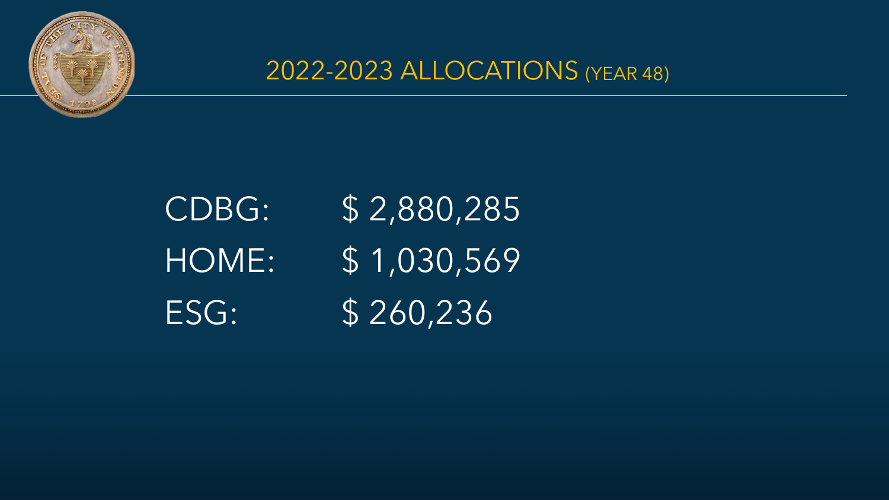# 2022-2023 ALLOCATIONS (YEAR 48)

| | |
|---|---|
| CDBG: | $ 2,880,285 |
| HOME: | $ 1,030,569 |
| ESG: | $ 260,236 |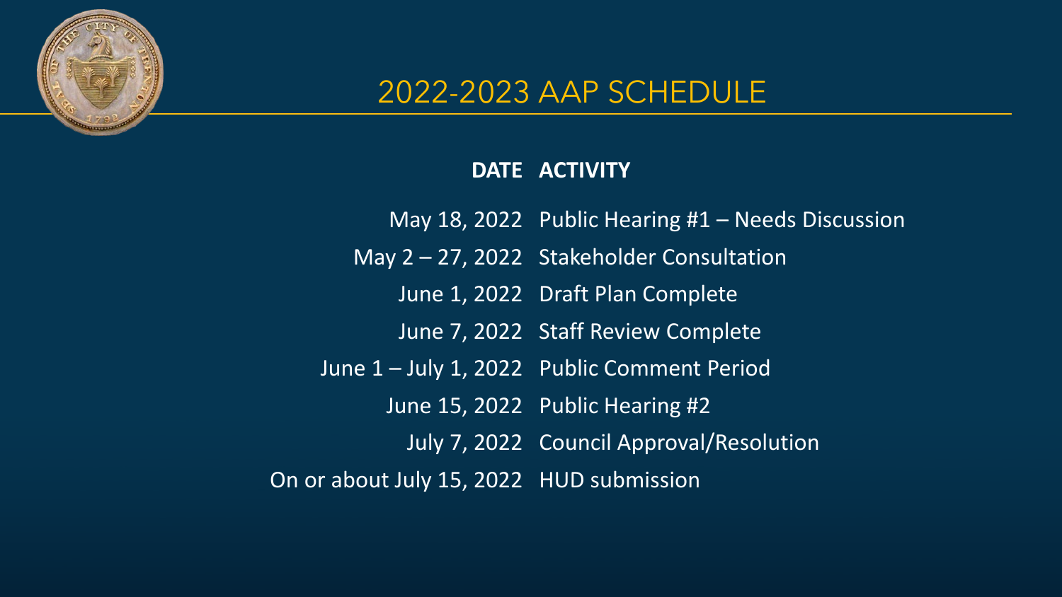# 2022-2023 AAP SCHEDULE

| DATE | ACTIVITY |
| --- | --- |
| May 18, 2022 | Public Hearing #1 – Needs Discussion |
| May 2 – 27, 2022 | Stakeholder Consultation |
| June 1, 2022 | Draft Plan Complete |
| June 7, 2022 | Staff Review Complete |
| June 1 – July 1, 2022 | Public Comment Period |
| June 15, 2022 | Public Hearing #2 |
| July 7, 2022 | Council Approval/Resolution |
| On or about July 15, 2022 | HUD submission |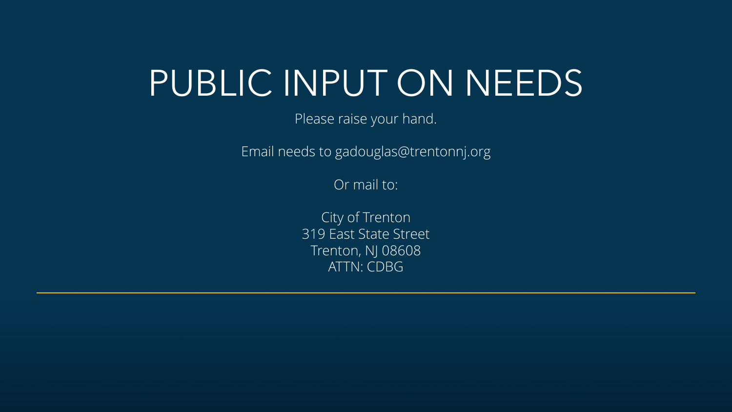# PUBLIC INPUT ON NEEDS

Please raise your hand.

Email needs to gadouglas@trentonnj.org

Or mail to:

City of Trenton
319 East State Street
Trenton, NJ 08608
ATTN: CDBG